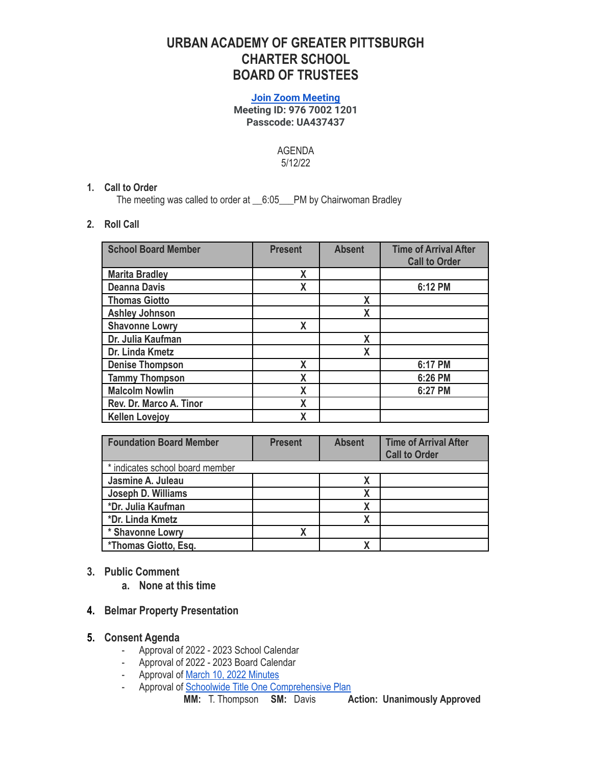# URBAN ACADEMY OF GREATER PITTSBURGH CHARTER SCHOOL BOARD OF TRUSTEES

**Join Zoom Meeting**
**Meeting ID: 976 7002 1201**
**Passcode: UA437437**

AGENDA
5/12/22

1. **Call to Order**
   The meeting was called to order at __6:05___PM by Chairwoman Bradley

2. **Roll Call**

| School Board Member | Present | Absent | Time of Arrival After Call to Order |
|---|---|---|---|
| Marita Bradley | X | | |
| Deanna Davis | X | | 6:12 PM |
| Thomas Giotto | | X | |
| Ashley Johnson | | X | |
| Shavonne Lowry | X | | |
| Dr. Julia Kaufman | | X | |
| Dr. Linda Kmetz | | X | |
| Denise Thompson | X | | 6:17 PM |
| Tammy Thompson | X | | 6:26 PM |
| Malcolm Nowlin | X | | 6:27 PM |
| Rev. Dr. Marco A. Tinor | X | | |
| Kellen Lovejoy | X | | |

| Foundation Board Member | Present | Absent | Time of Arrival After Call to Order |
|---|---|---|---|
| * indicates school board member | | | |
| Jasmine A. Juleau | | X | |
| Joseph D. Williams | | X | |
| *Dr. Julia Kaufman | | X | |
| *Dr. Linda Kmetz | | X | |
| * Shavonne Lowry | X | | |
| *Thomas Giotto, Esq. | | X | |

3. **Public Comment**
   a. **None at this time**

4. **Belmar Property Presentation**

5. **Consent Agenda**
   - Approval of 2022 - 2023 School Calendar
   - Approval of 2022 - 2023 Board Calendar
   - Approval of March 10, 2022 Minutes
   - Approval of Schoolwide Title One Comprehensive Plan

   **MM:** T. Thompson **SM:** Davis **Action: Unanimously Approved**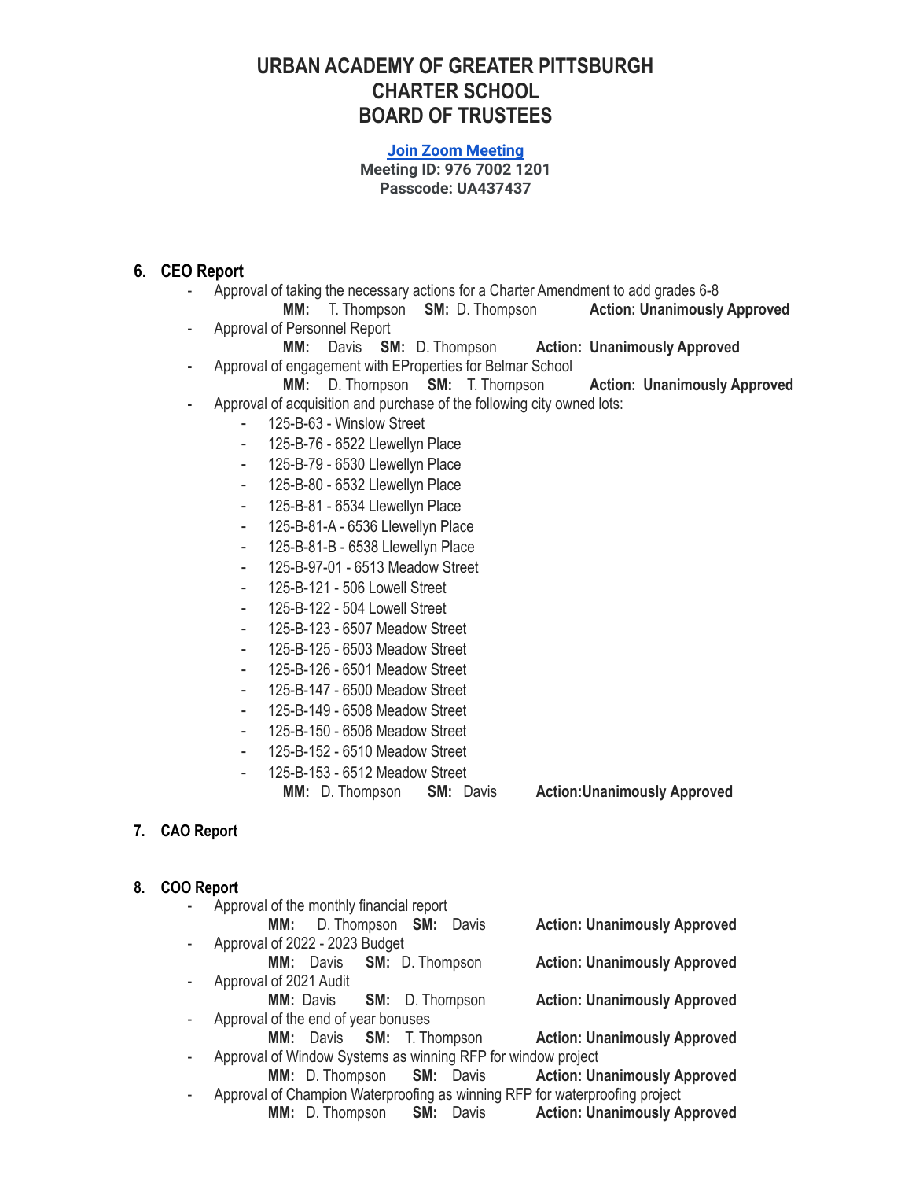# URBAN ACADEMY OF GREATER PITTSBURGH CHARTER SCHOOL BOARD OF TRUSTEES

**[Join Zoom Meeting]**
**Meeting ID: 976 7002 1201**
**Passcode: UA437437**

## 6. CEO Report

- Approval of taking the necessary actions for a Charter Amendment to add grades 6-8
  **MM:** T. Thompson **SM:** D. Thompson **Action: Unanimously Approved**
- Approval of Personnel Report
  **MM:** Davis **SM:** D. Thompson **Action: Unanimously Approved**
- Approval of engagement with EProperties for Belmar School
  **MM:** D. Thompson **SM:** T. Thompson **Action: Unanimously Approved**
- Approval of acquisition and purchase of the following city owned lots:
  - 125-B-63 - Winslow Street
  - 125-B-76 - 6522 Llewellyn Place
  - 125-B-79 - 6530 Llewellyn Place
  - 125-B-80 - 6532 Llewellyn Place
  - 125-B-81 - 6534 Llewellyn Place
  - 125-B-81-A - 6536 Llewellyn Place
  - 125-B-81-B - 6538 Llewellyn Place
  - 125-B-97-01 - 6513 Meadow Street
  - 125-B-121 - 506 Lowell Street
  - 125-B-122 - 504 Lowell Street
  - 125-B-123 - 6507 Meadow Street
  - 125-B-125 - 6503 Meadow Street
  - 125-B-126 - 6501 Meadow Street
  - 125-B-147 - 6500 Meadow Street
  - 125-B-149 - 6508 Meadow Street
  - 125-B-150 - 6506 Meadow Street
  - 125-B-152 - 6510 Meadow Street
  - 125-B-153 - 6512 Meadow Street

  **MM:** D. Thompson **SM:** Davis **Action:Unanimously Approved**

## 7. CAO Report

## 8. COO Report

- Approval of the monthly financial report
  **MM:** D. Thompson **SM:** Davis **Action: Unanimously Approved**
- Approval of 2022 - 2023 Budget
  **MM:** Davis **SM:** D. Thompson **Action: Unanimously Approved**
- Approval of 2021 Audit
  **MM:** Davis **SM:** D. Thompson **Action: Unanimously Approved**
- Approval of the end of year bonuses
  **MM:** Davis **SM:** T. Thompson **Action: Unanimously Approved**
- Approval of Window Systems as winning RFP for window project
  **MM:** D. Thompson **SM:** Davis **Action: Unanimously Approved**
- Approval of Champion Waterproofing as winning RFP for waterproofing project
  **MM:** D. Thompson **SM:** Davis **Action: Unanimously Approved**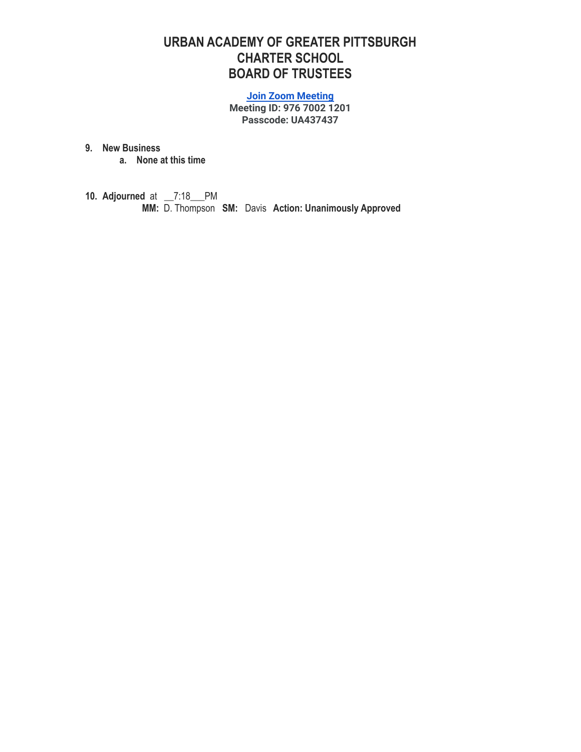# URBAN ACADEMY OF GREATER PITTSBURGH CHARTER SCHOOL BOARD OF TRUSTEES

**Join Zoom Meeting**
**Meeting ID: 976 7002 1201**
**Passcode: UA437437**

9. **New Business**
   a. **None at this time**

10. **Adjourned** at __7:18___PM
    **MM:** D. Thompson **SM:** Davis **Action: Unanimously Approved**